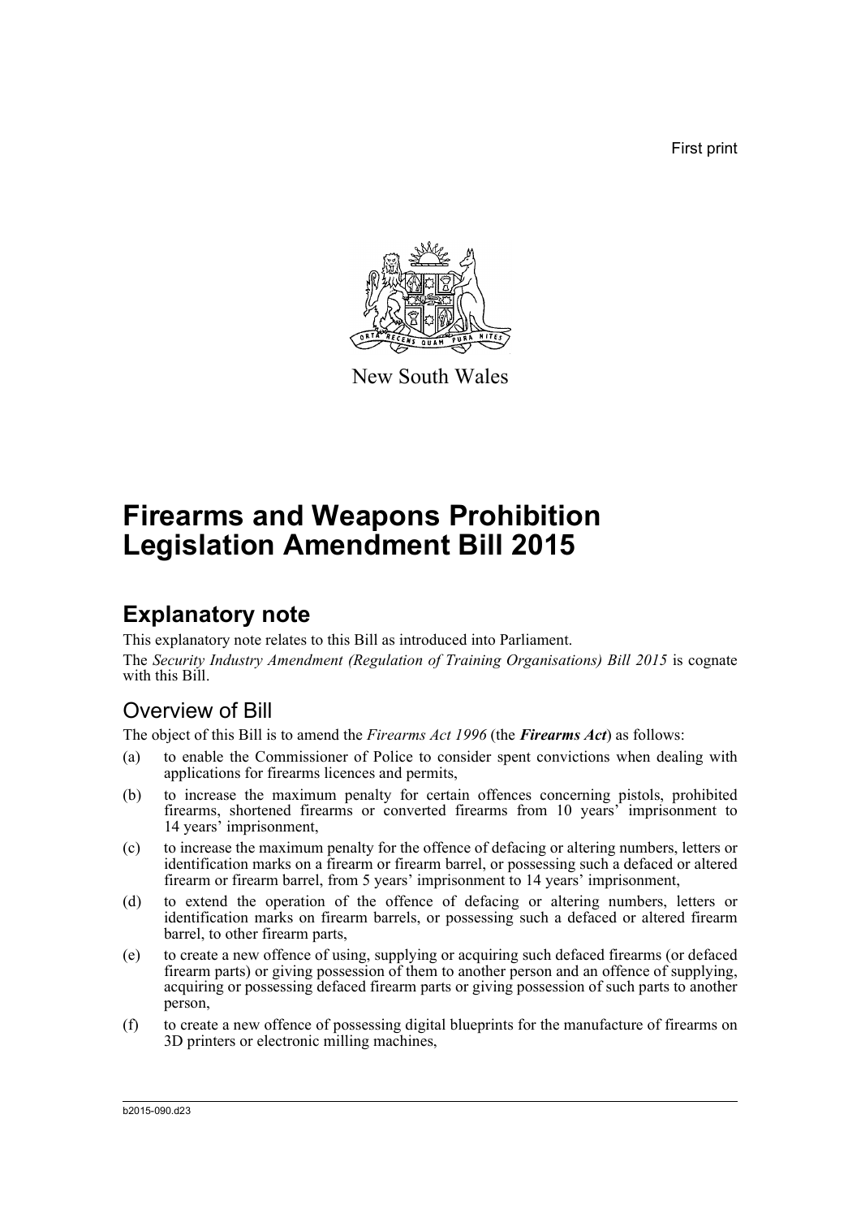First print

New South Wales

# Firearms and Weapons Prohibition Legislation Amendment Bill 2015

## Explanatory note

This explanatory note relates to this Bill as introduced into Parliament.

The *Security Industry Amendment (Regulation of Training Organisations) Bill 2015* is cognate with this Bill.

### Overview of Bill

The object of this Bill is to amend the *Firearms Act 1996* (the ***Firearms Act***) as follows:

(a) to enable the Commissioner of Police to consider spent convictions when dealing with applications for firearms licences and permits,

(b) to increase the maximum penalty for certain offences concerning pistols, prohibited firearms, shortened firearms or converted firearms from 10 years' imprisonment to 14 years' imprisonment,

(c) to increase the maximum penalty for the offence of defacing or altering numbers, letters or identification marks on a firearm or firearm barrel, or possessing such a defaced or altered firearm or firearm barrel, from 5 years' imprisonment to 14 years' imprisonment,

(d) to extend the operation of the offence of defacing or altering numbers, letters or identification marks on firearm barrels, or possessing such a defaced or altered firearm barrel, to other firearm parts,

(e) to create a new offence of using, supplying or acquiring such defaced firearms (or defaced firearm parts) or giving possession of them to another person and an offence of supplying, acquiring or possessing defaced firearm parts or giving possession of such parts to another person,

(f) to create a new offence of possessing digital blueprints for the manufacture of firearms on 3D printers or electronic milling machines,

b2015-090.d23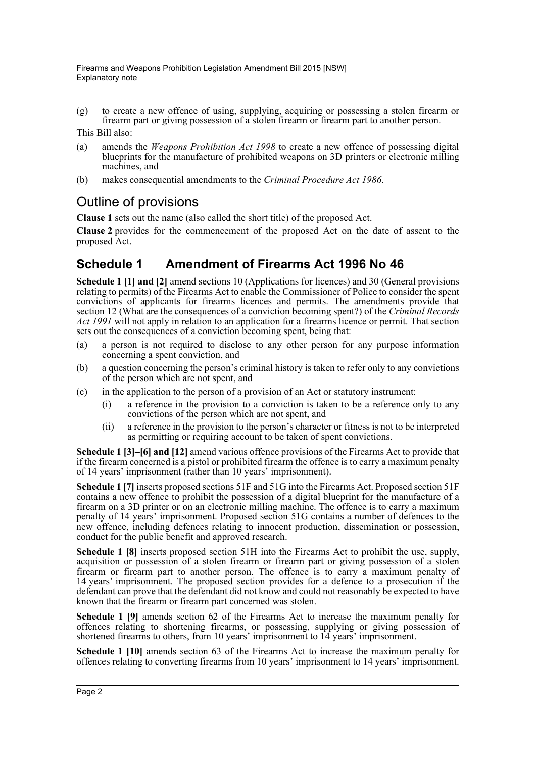(g) to create a new offence of using, supplying, acquiring or possessing a stolen firearm or firearm part or giving possession of a stolen firearm or firearm part to another person.

This Bill also:

(a) amends the *Weapons Prohibition Act 1998* to create a new offence of possessing digital blueprints for the manufacture of prohibited weapons on 3D printers or electronic milling machines, and

(b) makes consequential amendments to the *Criminal Procedure Act 1986*.

## Outline of provisions

**Clause 1** sets out the name (also called the short title) of the proposed Act.

**Clause 2** provides for the commencement of the proposed Act on the date of assent to the proposed Act.

### Schedule 1 Amendment of Firearms Act 1996 No 46

**Schedule 1 [1] and [2]** amend sections 10 (Applications for licences) and 30 (General provisions relating to permits) of the Firearms Act to enable the Commissioner of Police to consider the spent convictions of applicants for firearms licences and permits. The amendments provide that section 12 (What are the consequences of a conviction becoming spent?) of the *Criminal Records Act 1991* will not apply in relation to an application for a firearms licence or permit. That section sets out the consequences of a conviction becoming spent, being that:

(a) a person is not required to disclose to any other person for any purpose information concerning a spent conviction, and

(b) a question concerning the person's criminal history is taken to refer only to any convictions of the person which are not spent, and

(c) in the application to the person of a provision of an Act or statutory instrument:

  (i) a reference in the provision to a conviction is taken to be a reference only to any convictions of the person which are not spent, and

  (ii) a reference in the provision to the person's character or fitness is not to be interpreted as permitting or requiring account to be taken of spent convictions.

**Schedule 1 [3]–[6] and [12]** amend various offence provisions of the Firearms Act to provide that if the firearm concerned is a pistol or prohibited firearm the offence is to carry a maximum penalty of 14 years' imprisonment (rather than 10 years' imprisonment).

**Schedule 1 [7]** inserts proposed sections 51F and 51G into the Firearms Act. Proposed section 51F contains a new offence to prohibit the possession of a digital blueprint for the manufacture of a firearm on a 3D printer or on an electronic milling machine. The offence is to carry a maximum penalty of 14 years' imprisonment. Proposed section 51G contains a number of defences to the new offence, including defences relating to innocent production, dissemination or possession, conduct for the public benefit and approved research.

**Schedule 1 [8]** inserts proposed section 51H into the Firearms Act to prohibit the use, supply, acquisition or possession of a stolen firearm or firearm part or giving possession of a stolen firearm or firearm part to another person. The offence is to carry a maximum penalty of 14 years' imprisonment. The proposed section provides for a defence to a prosecution if the defendant can prove that the defendant did not know and could not reasonably be expected to have known that the firearm or firearm part concerned was stolen.

**Schedule 1 [9]** amends section 62 of the Firearms Act to increase the maximum penalty for offences relating to shortening firearms, or possessing, supplying or giving possession of shortened firearms to others, from 10 years' imprisonment to 14 years' imprisonment.

**Schedule 1 [10]** amends section 63 of the Firearms Act to increase the maximum penalty for offences relating to converting firearms from 10 years' imprisonment to 14 years' imprisonment.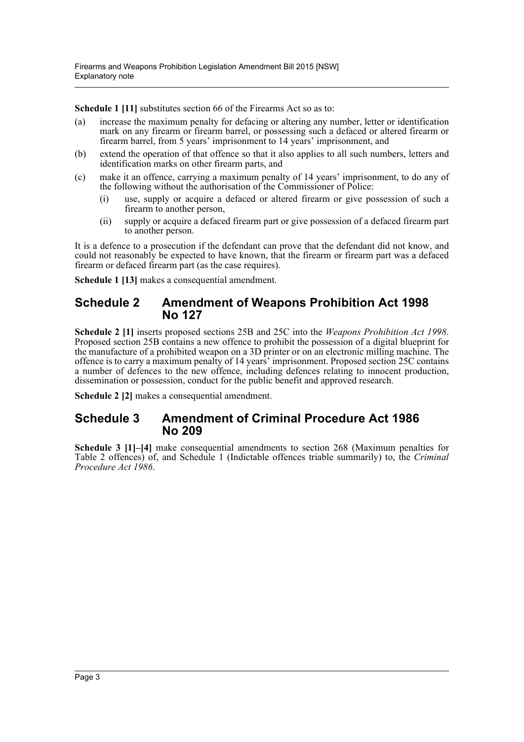**Schedule 1 [11]** substitutes section 66 of the Firearms Act so as to:

(a) increase the maximum penalty for defacing or altering any number, letter or identification mark on any firearm or firearm barrel, or possessing such a defaced or altered firearm or firearm barrel, from 5 years' imprisonment to 14 years' imprisonment, and

(b) extend the operation of that offence so that it also applies to all such numbers, letters and identification marks on other firearm parts, and

(c) make it an offence, carrying a maximum penalty of 14 years' imprisonment, to do any of the following without the authorisation of the Commissioner of Police:

  (i) use, supply or acquire a defaced or altered firearm or give possession of such a firearm to another person,

  (ii) supply or acquire a defaced firearm part or give possession of a defaced firearm part to another person.

It is a defence to a prosecution if the defendant can prove that the defendant did not know, and could not reasonably be expected to have known, that the firearm or firearm part was a defaced firearm or defaced firearm part (as the case requires).

**Schedule 1 [13]** makes a consequential amendment.

## Schedule 2 Amendment of Weapons Prohibition Act 1998 No 127

**Schedule 2 [1]** inserts proposed sections 25B and 25C into the *Weapons Prohibition Act 1998*. Proposed section 25B contains a new offence to prohibit the possession of a digital blueprint for the manufacture of a prohibited weapon on a 3D printer or on an electronic milling machine. The offence is to carry a maximum penalty of 14 years' imprisonment. Proposed section 25C contains a number of defences to the new offence, including defences relating to innocent production, dissemination or possession, conduct for the public benefit and approved research.

**Schedule 2 [2]** makes a consequential amendment.

## Schedule 3 Amendment of Criminal Procedure Act 1986 No 209

**Schedule 3 [1]–[4]** make consequential amendments to section 268 (Maximum penalties for Table 2 offences) of, and Schedule 1 (Indictable offences triable summarily) to, the *Criminal Procedure Act 1986*.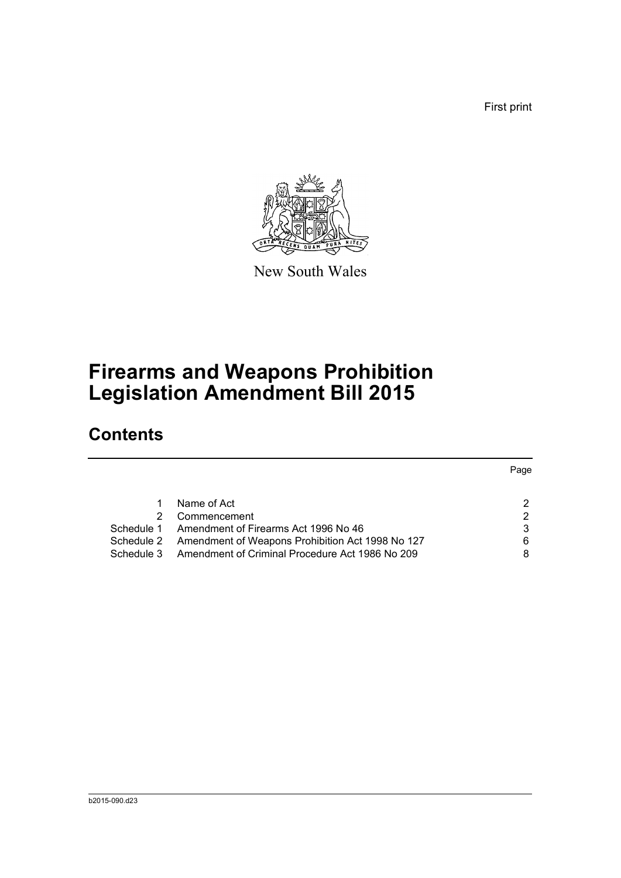First print

New South Wales

# Firearms and Weapons Prohibition Legislation Amendment Bill 2015

## Contents

| | | Page |
|---|---|---|
| 1 | Name of Act | 2 |
| 2 | Commencement | 2 |
| Schedule 1 | Amendment of Firearms Act 1996 No 46 | 3 |
| Schedule 2 | Amendment of Weapons Prohibition Act 1998 No 127 | 6 |
| Schedule 3 | Amendment of Criminal Procedure Act 1986 No 209 | 8 |

b2015-090.d23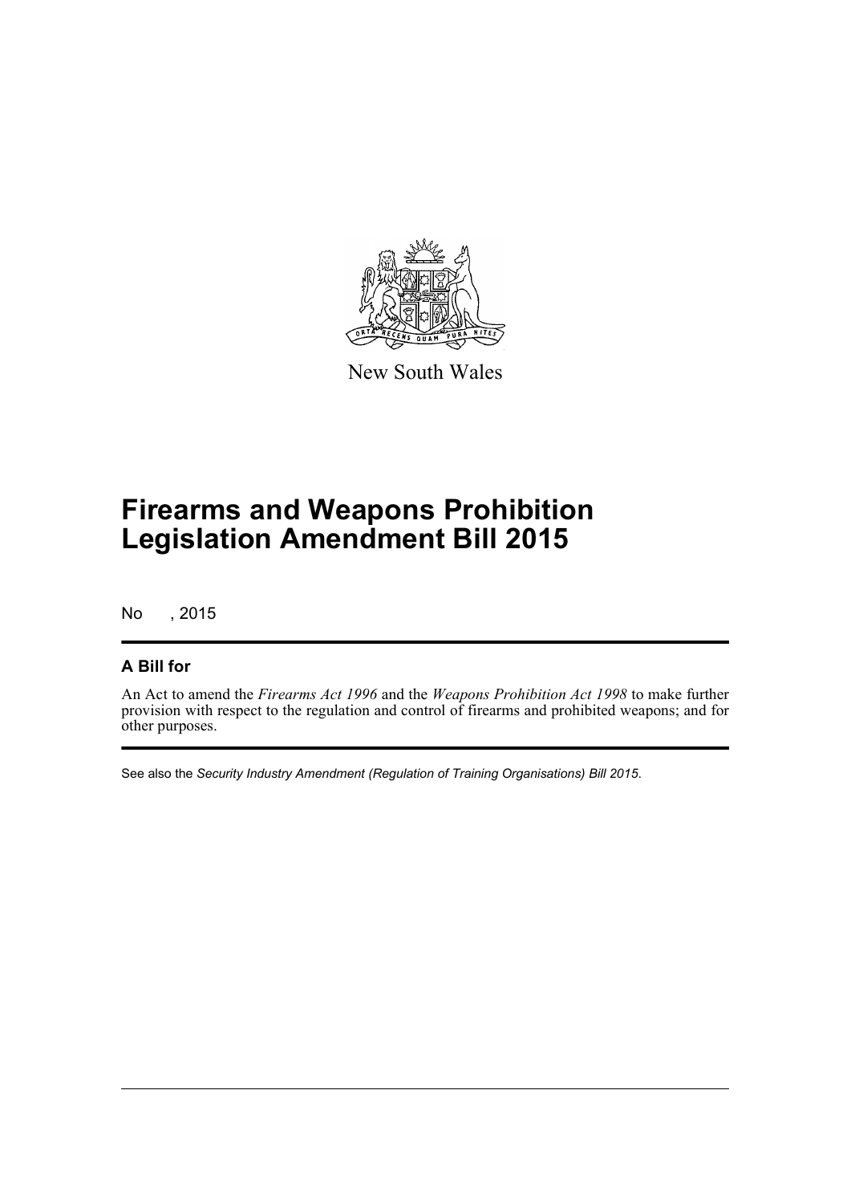New South Wales

# Firearms and Weapons Prohibition Legislation Amendment Bill 2015

No , 2015

## A Bill for

An Act to amend the *Firearms Act 1996* and the *Weapons Prohibition Act 1998* to make further provision with respect to the regulation and control of firearms and prohibited weapons; and for other purposes.

See also the *Security Industry Amendment (Regulation of Training Organisations) Bill 2015*.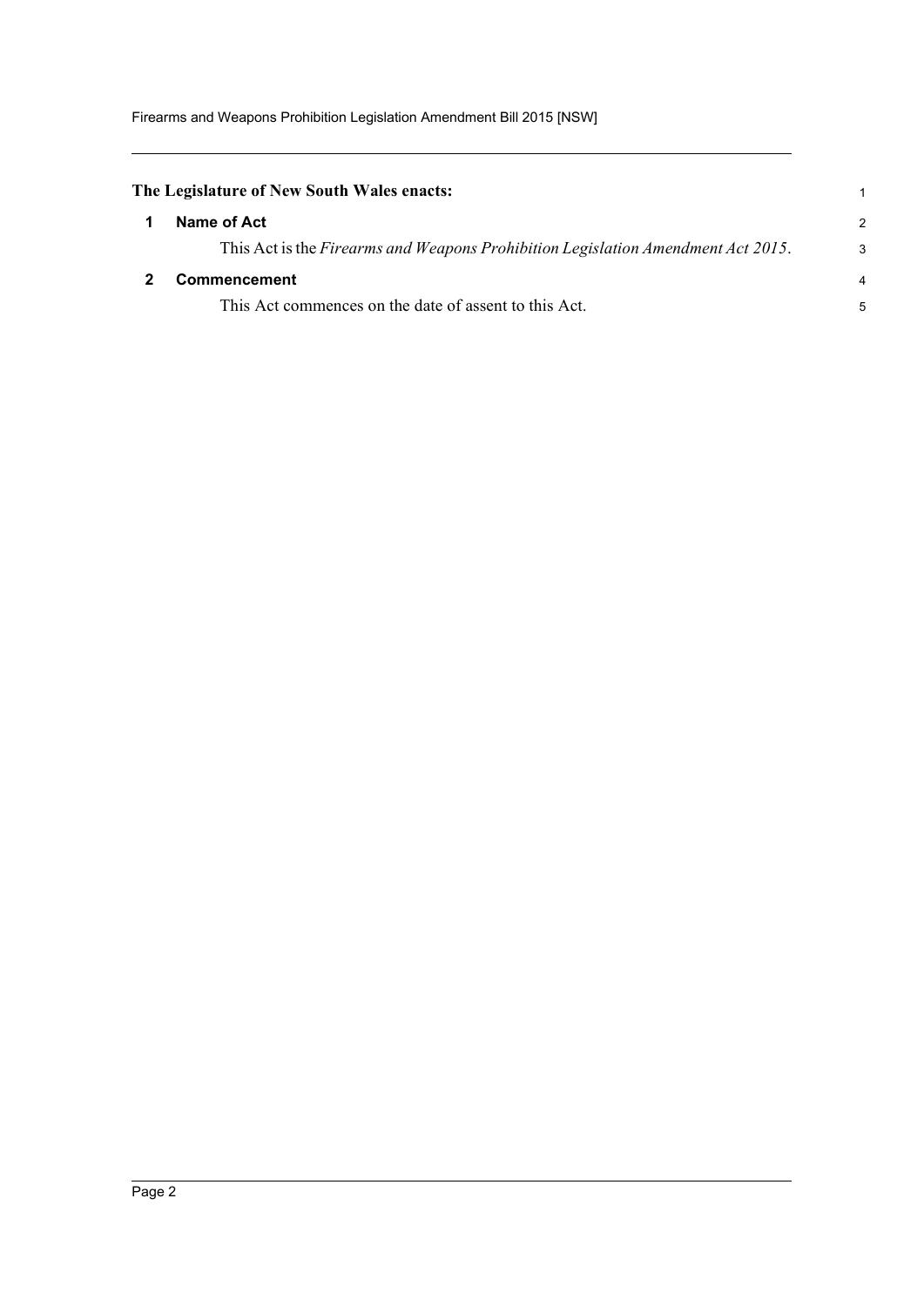**The Legislature of New South Wales enacts:**

## 1 Name of Act

This Act is the *Firearms and Weapons Prohibition Legislation Amendment Act 2015*.

## 2 Commencement

This Act commences on the date of assent to this Act.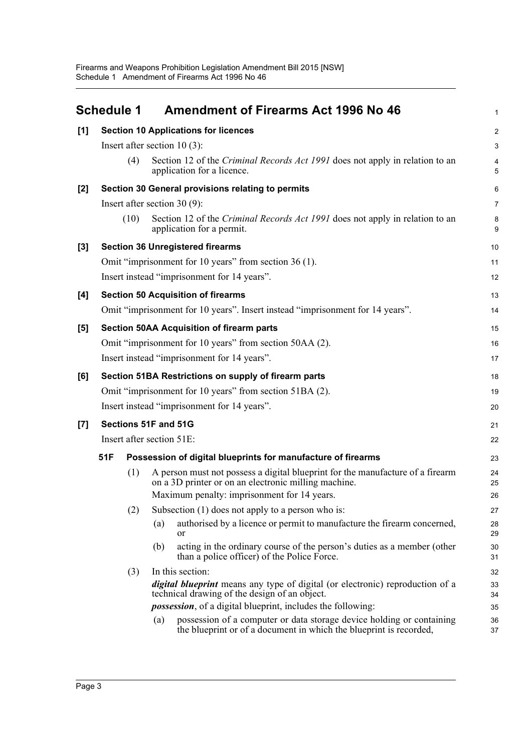# Schedule 1 Amendment of Firearms Act 1996 No 46

## [1] Section 10 Applications for licences

Insert after section 10 (3):

(4) Section 12 of the *Criminal Records Act 1991* does not apply in relation to an application for a licence.

## [2] Section 30 General provisions relating to permits

Insert after section 30 (9):

(10) Section 12 of the *Criminal Records Act 1991* does not apply in relation to an application for a permit.

## [3] Section 36 Unregistered firearms

Omit "imprisonment for 10 years" from section 36 (1).

Insert instead "imprisonment for 14 years".

## [4] Section 50 Acquisition of firearms

Omit "imprisonment for 10 years". Insert instead "imprisonment for 14 years".

## [5] Section 50AA Acquisition of firearm parts

Omit "imprisonment for 10 years" from section 50AA (2).

Insert instead "imprisonment for 14 years".

## [6] Section 51BA Restrictions on supply of firearm parts

Omit "imprisonment for 10 years" from section 51BA (2).

Insert instead "imprisonment for 14 years".

## [7] Sections 51F and 51G

Insert after section 51E:

### 51F Possession of digital blueprints for manufacture of firearms

(1) A person must not possess a digital blueprint for the manufacture of a firearm on a 3D printer or on an electronic milling machine.

Maximum penalty: imprisonment for 14 years.

(2) Subsection (1) does not apply to a person who is:

(a) authorised by a licence or permit to manufacture the firearm concerned, or

(b) acting in the ordinary course of the person's duties as a member (other than a police officer) of the Police Force.

(3) In this section:

***digital blueprint*** means any type of digital (or electronic) reproduction of a technical drawing of the design of an object.

***possession***, of a digital blueprint, includes the following:

(a) possession of a computer or data storage device holding or containing the blueprint or of a document in which the blueprint is recorded,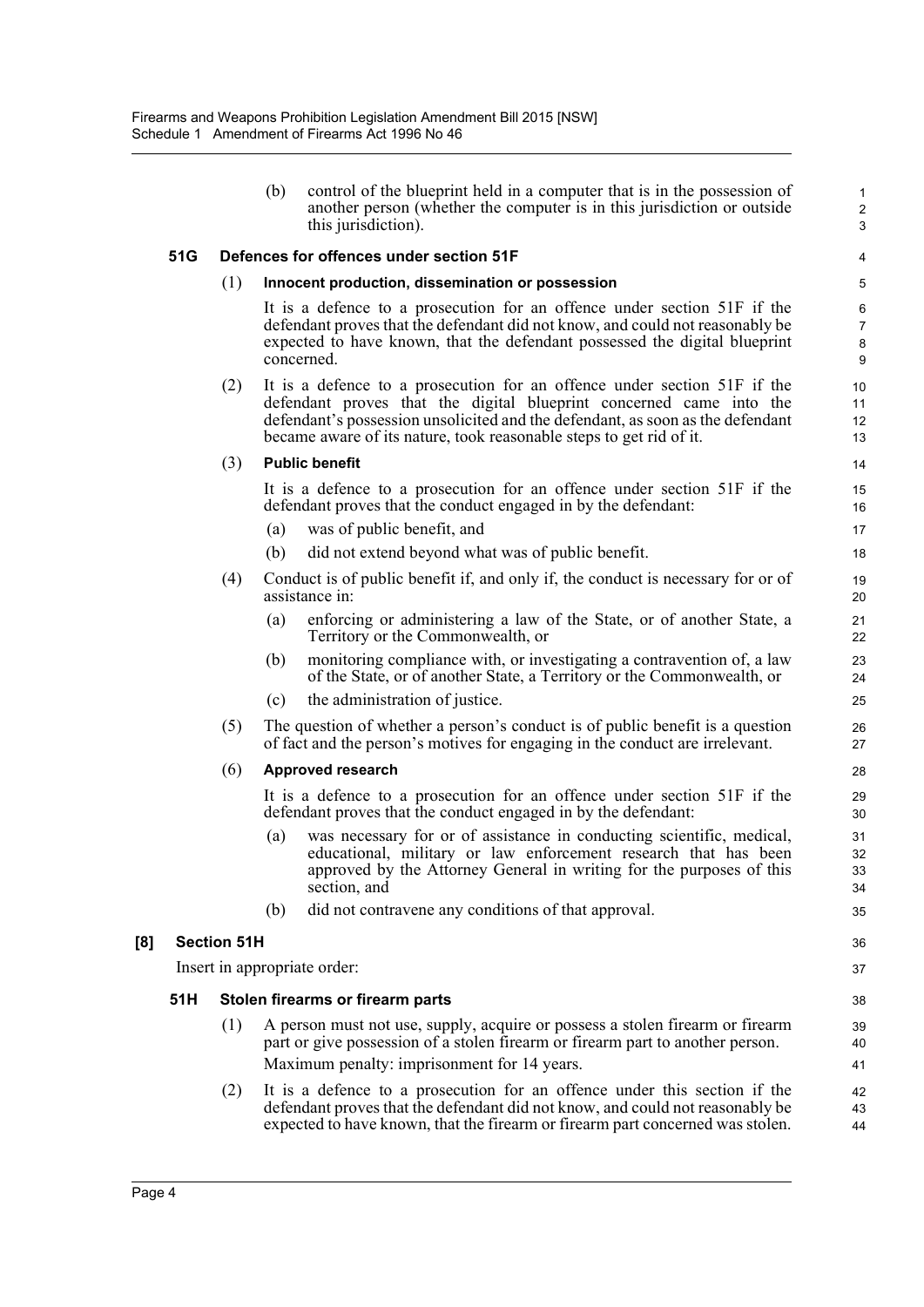(b) control of the blueprint held in a computer that is in the possession of another person (whether the computer is in this jurisdiction or outside this jurisdiction).

### 51G Defences for offences under section 51F

(1) **Innocent production, dissemination or possession**

It is a defence to a prosecution for an offence under section 51F if the defendant proves that the defendant did not know, and could not reasonably be expected to have known, that the defendant possessed the digital blueprint concerned.

(2) It is a defence to a prosecution for an offence under section 51F if the defendant proves that the digital blueprint concerned came into the defendant's possession unsolicited and the defendant, as soon as the defendant became aware of its nature, took reasonable steps to get rid of it.

(3) **Public benefit**

It is a defence to a prosecution for an offence under section 51F if the defendant proves that the conduct engaged in by the defendant:

(a) was of public benefit, and

(b) did not extend beyond what was of public benefit.

(4) Conduct is of public benefit if, and only if, the conduct is necessary for or of assistance in:

(a) enforcing or administering a law of the State, or of another State, a Territory or the Commonwealth, or

(b) monitoring compliance with, or investigating a contravention of, a law of the State, or of another State, a Territory or the Commonwealth, or

(c) the administration of justice.

(5) The question of whether a person's conduct is of public benefit is a question of fact and the person's motives for engaging in the conduct are irrelevant.

(6) **Approved research**

It is a defence to a prosecution for an offence under section 51F if the defendant proves that the conduct engaged in by the defendant:

(a) was necessary for or of assistance in conducting scientific, medical, educational, military or law enforcement research that has been approved by the Attorney General in writing for the purposes of this section, and

(b) did not contravene any conditions of that approval.

## [8] Section 51H

Insert in appropriate order:

### 51H Stolen firearms or firearm parts

(1) A person must not use, supply, acquire or possess a stolen firearm or firearm part or give possession of a stolen firearm or firearm part to another person.

Maximum penalty: imprisonment for 14 years.

(2) It is a defence to a prosecution for an offence under this section if the defendant proves that the defendant did not know, and could not reasonably be expected to have known, that the firearm or firearm part concerned was stolen.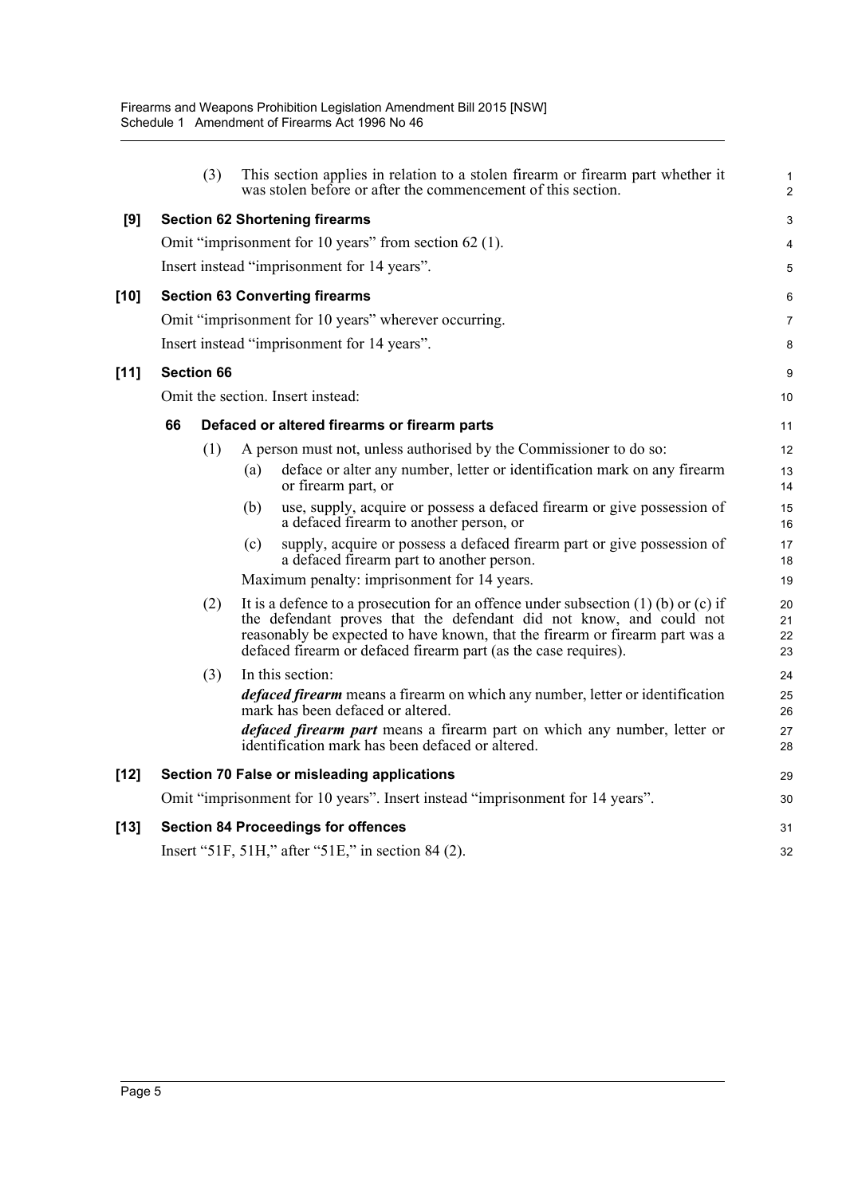(3) This section applies in relation to a stolen firearm or firearm part whether it was stolen before or after the commencement of this section.

**[9] Section 62 Shortening firearms**

Omit "imprisonment for 10 years" from section 62 (1).

Insert instead "imprisonment for 14 years".

**[10] Section 63 Converting firearms**

Omit "imprisonment for 10 years" wherever occurring.

Insert instead "imprisonment for 14 years".

**[11] Section 66**

Omit the section. Insert instead:

**66 Defaced or altered firearms or firearm parts**

(1) A person must not, unless authorised by the Commissioner to do so:

(a) deface or alter any number, letter or identification mark on any firearm or firearm part, or

(b) use, supply, acquire or possess a defaced firearm or give possession of a defaced firearm to another person, or

(c) supply, acquire or possess a defaced firearm part or give possession of a defaced firearm part to another person.

Maximum penalty: imprisonment for 14 years.

(2) It is a defence to a prosecution for an offence under subsection (1) (b) or (c) if the defendant proves that the defendant did not know, and could not reasonably be expected to have known, that the firearm or firearm part was a defaced firearm or defaced firearm part (as the case requires).

(3) In this section:

***defaced firearm*** means a firearm on which any number, letter or identification mark has been defaced or altered.

***defaced firearm part*** means a firearm part on which any number, letter or identification mark has been defaced or altered.

**[12] Section 70 False or misleading applications**

Omit "imprisonment for 10 years". Insert instead "imprisonment for 14 years".

**[13] Section 84 Proceedings for offences**

Insert "51F, 51H," after "51E," in section 84 (2).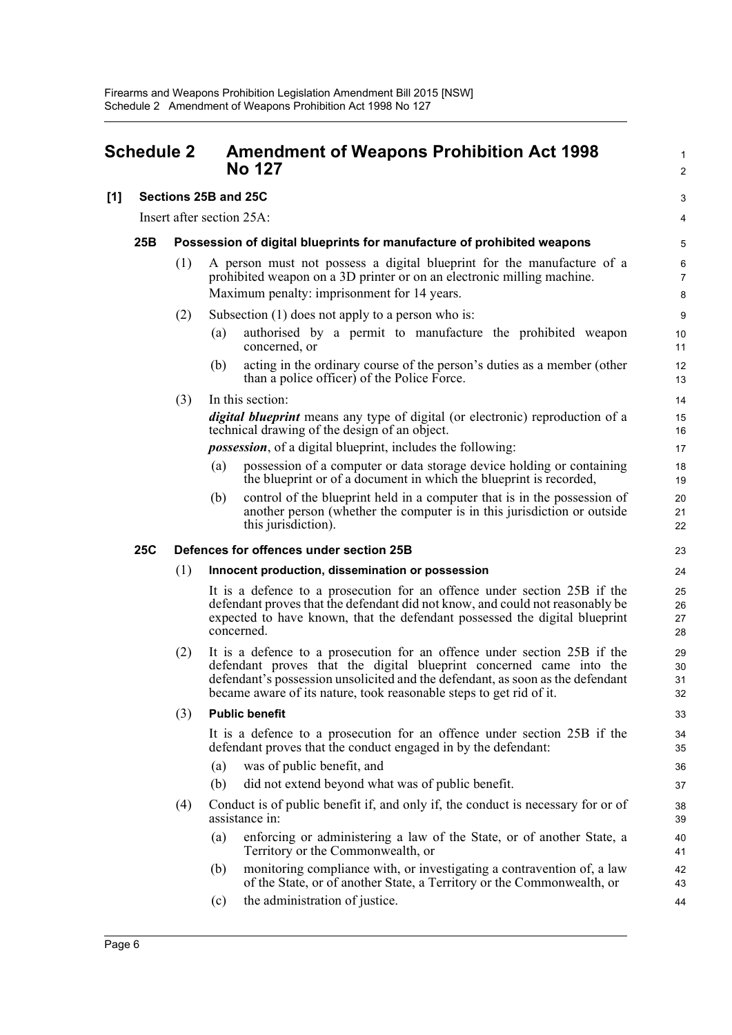## Schedule 2 Amendment of Weapons Prohibition Act 1998 No 127

### [1] Sections 25B and 25C

Insert after section 25A:

#### 25B Possession of digital blueprints for manufacture of prohibited weapons

(1) A person must not possess a digital blueprint for the manufacture of a prohibited weapon on a 3D printer or on an electronic milling machine.

Maximum penalty: imprisonment for 14 years.

(2) Subsection (1) does not apply to a person who is:

(a) authorised by a permit to manufacture the prohibited weapon concerned, or

(b) acting in the ordinary course of the person's duties as a member (other than a police officer) of the Police Force.

(3) In this section:

***digital blueprint*** means any type of digital (or electronic) reproduction of a technical drawing of the design of an object.

***possession***, of a digital blueprint, includes the following:

(a) possession of a computer or data storage device holding or containing the blueprint or of a document in which the blueprint is recorded,

(b) control of the blueprint held in a computer that is in the possession of another person (whether the computer is in this jurisdiction or outside this jurisdiction).

#### 25C Defences for offences under section 25B

(1) **Innocent production, dissemination or possession**

It is a defence to a prosecution for an offence under section 25B if the defendant proves that the defendant did not know, and could not reasonably be expected to have known, that the defendant possessed the digital blueprint concerned.

(2) It is a defence to a prosecution for an offence under section 25B if the defendant proves that the digital blueprint concerned came into the defendant's possession unsolicited and the defendant, as soon as the defendant became aware of its nature, took reasonable steps to get rid of it.

(3) **Public benefit**

It is a defence to a prosecution for an offence under section 25B if the defendant proves that the conduct engaged in by the defendant:

(a) was of public benefit, and

(b) did not extend beyond what was of public benefit.

(4) Conduct is of public benefit if, and only if, the conduct is necessary for or of assistance in:

(a) enforcing or administering a law of the State, or of another State, a Territory or the Commonwealth, or

(b) monitoring compliance with, or investigating a contravention of, a law of the State, or of another State, a Territory or the Commonwealth, or

(c) the administration of justice.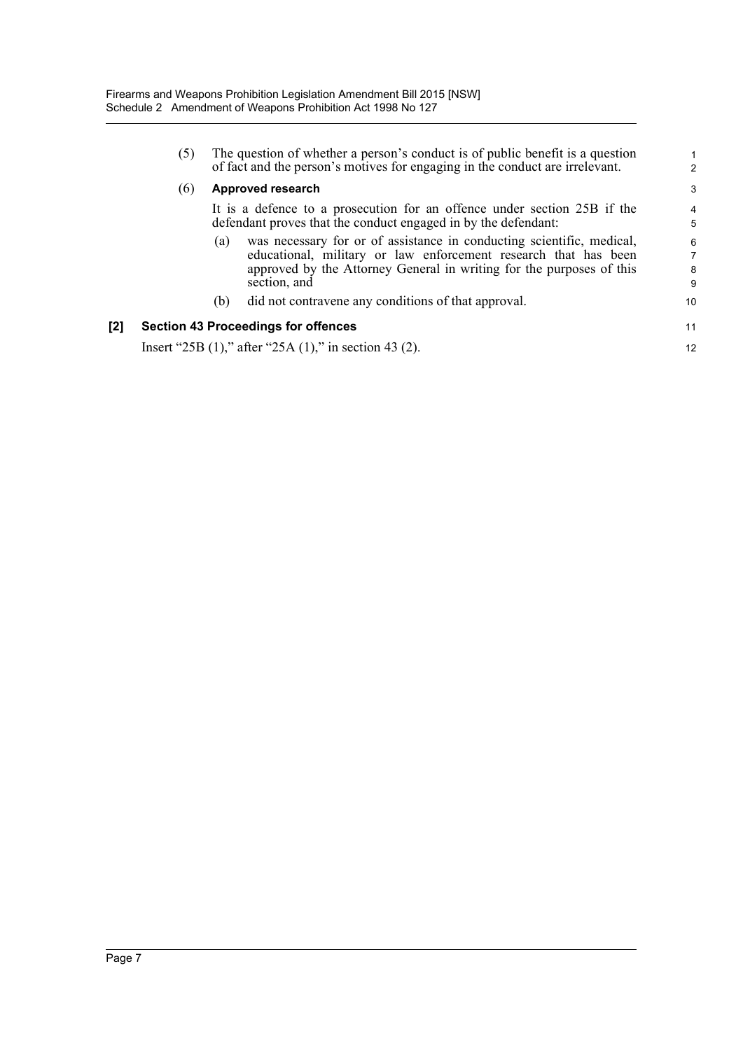(5) The question of whether a person's conduct is of public benefit is a question of fact and the person's motives for engaging in the conduct are irrelevant.

(6) **Approved research**

It is a defence to a prosecution for an offence under section 25B if the defendant proves that the conduct engaged in by the defendant:

(a) was necessary for or of assistance in conducting scientific, medical, educational, military or law enforcement research that has been approved by the Attorney General in writing for the purposes of this section, and

(b) did not contravene any conditions of that approval.

**[2] Section 43 Proceedings for offences**

Insert "25B (1)," after "25A (1)," in section 43 (2).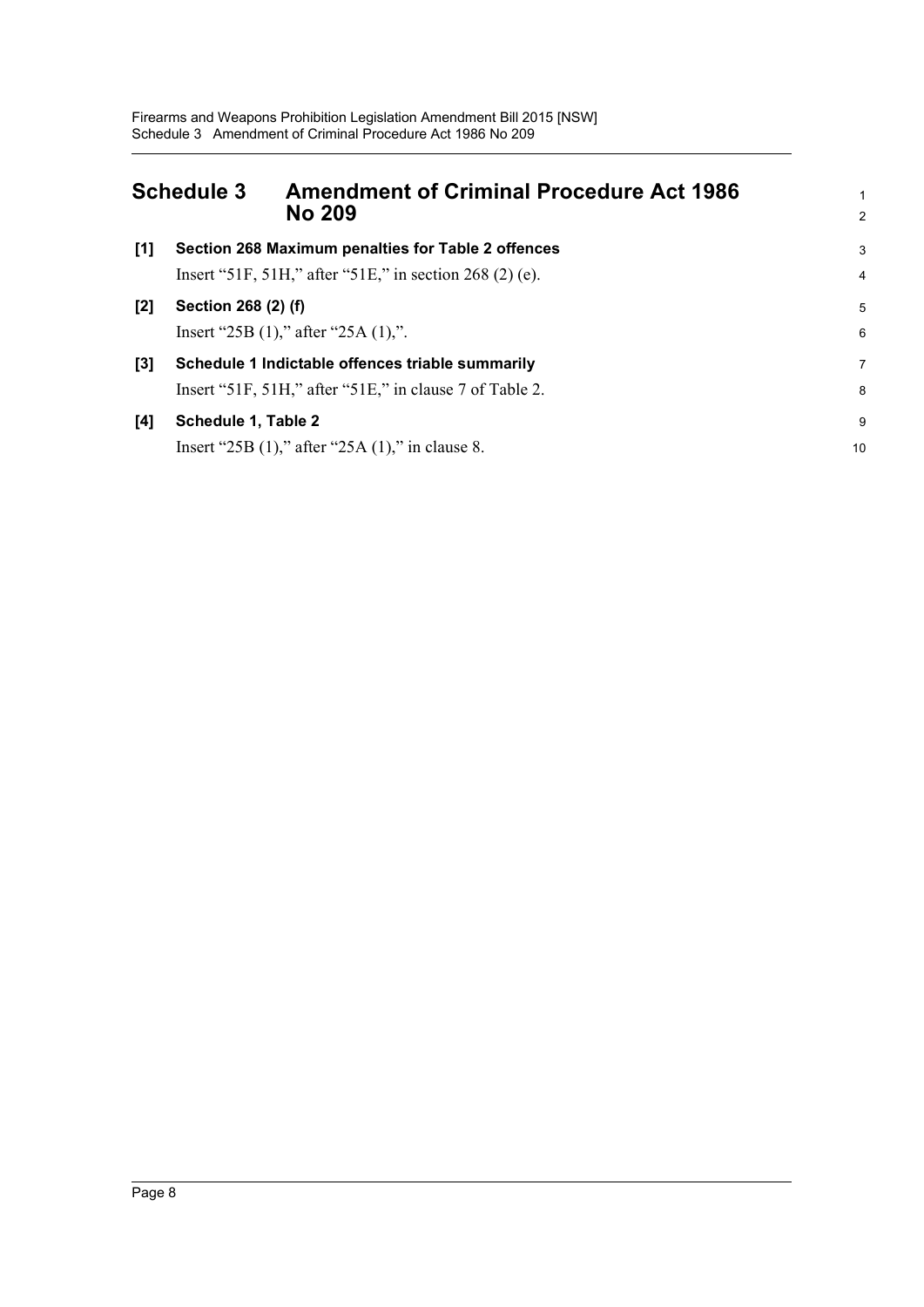## Schedule 3 Amendment of Criminal Procedure Act 1986 No 209

**[1] Section 268 Maximum penalties for Table 2 offences**

Insert "51F, 51H," after "51E," in section 268 (2) (e).

**[2] Section 268 (2) (f)**

Insert "25B (1)," after "25A (1),".

**[3] Schedule 1 Indictable offences triable summarily**

Insert "51F, 51H," after "51E," in clause 7 of Table 2.

**[4] Schedule 1, Table 2**

Insert "25B (1)," after "25A (1)," in clause 8.